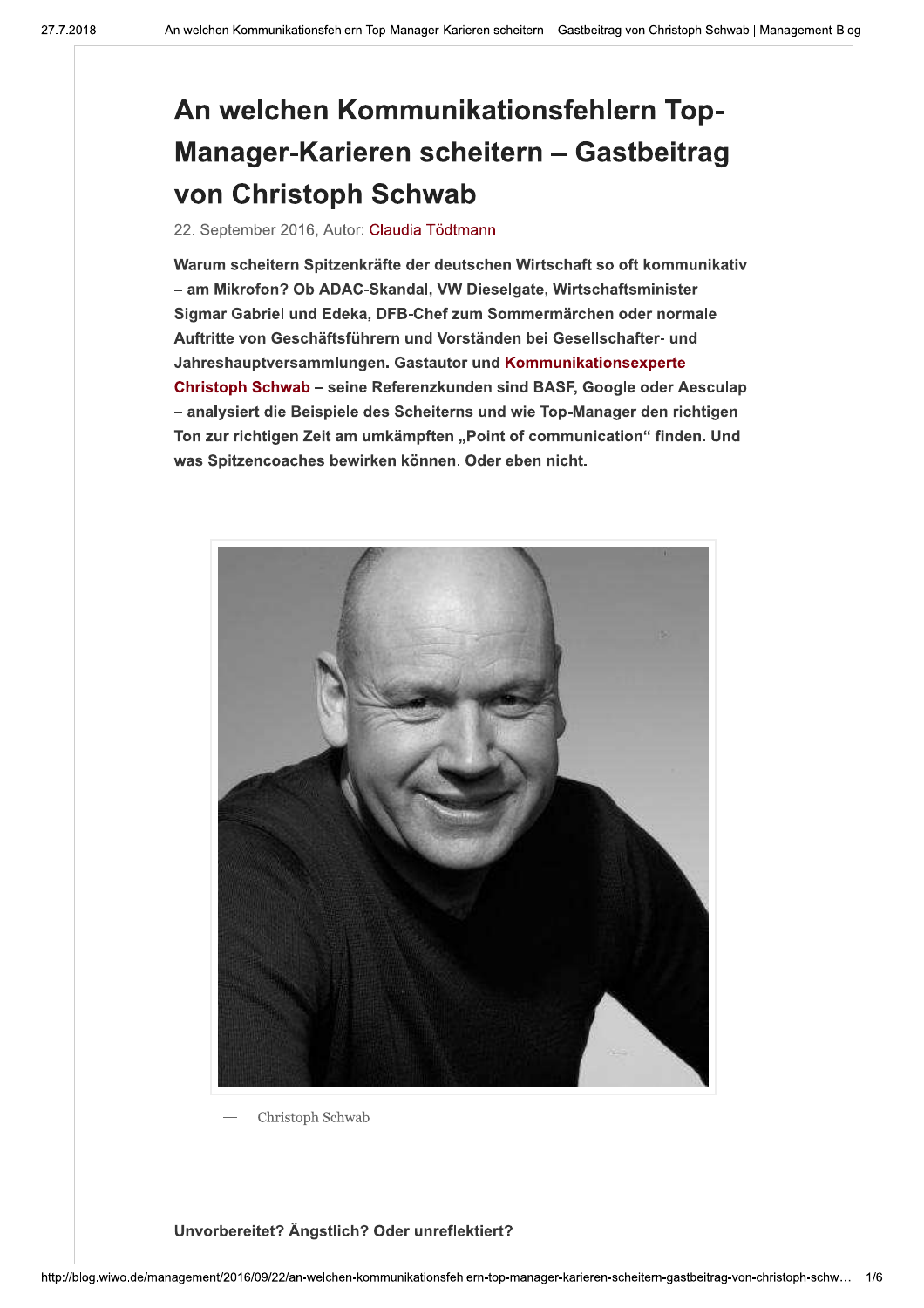# An welchen Kommunikationsfehlern Top-Manager-Karieren scheitern – Gastbeitrag von Christoph Schwab

22. September 2016, Autor: Claudia Tödtmann

**Warum scheitern Spitzenkräfte der deutschen Wirtschaft so oft kommunikativ – am Mikrofon? Ob ADAC-Skandal, VW Dieselgate, Wirtschaftsminister Sigmar Gabriel und Edeka, DFB-Chef zum Sommermärchen oder normale Auftritte von Geschäftsführern und Vorständen bei Gesellschafter- und Jahreshauptversammlungen. Gastautor und Kommunikationsexperte Christoph Schwab – seine Referenzkunden sind BASF, Google oder Aesculap – analysiert die Beispiele des Scheiterns und wie Top-Manager den richtigen Ton zur richtigen Zeit am umkämpften „Point of communication" finden. Und was Spitzencoaches bewirken können. Oder eben nicht.**

— Christoph Schwab

**Unvorbereitet? Ängstlich? Oder unreflektiert?**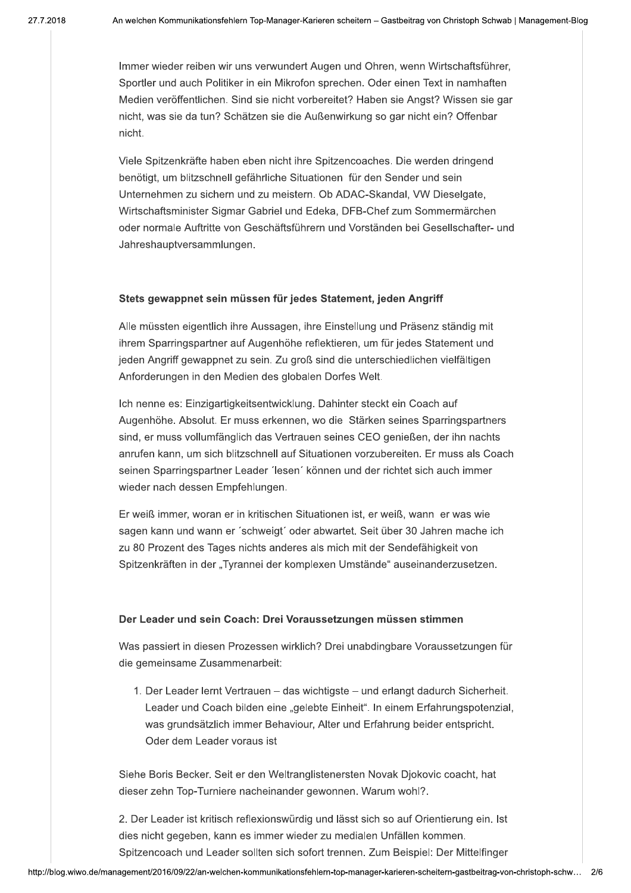Immer wieder reiben wir uns verwundert Augen und Ohren, wenn Wirtschaftsführer, Sportler und auch Politiker in ein Mikrofon sprechen. Oder einen Text in namhaften Medien veröffentlichen. Sind sie nicht vorbereitet? Haben sie Angst? Wissen sie gar nicht, was sie da tun? Schätzen sie die Außenwirkung so gar nicht ein? Offenbar nicht.

Viele Spitzenkräfte haben eben nicht ihre Spitzencoaches. Die werden dringend benötigt, um blitzschnell gefährliche Situationen für den Sender und sein Unternehmen zu sichern und zu meistern. Ob ADAC-Skandal, VW Dieselgate, Wirtschaftsminister Sigmar Gabriel und Edeka, DFB-Chef zum Sommermärchen oder normale Auftritte von Geschäftsführern und Vorständen bei Gesellschafter- und Jahreshauptversammlungen.

#### Stets gewappnet sein müssen für jedes Statement, jeden Angriff

Alle müssten eigentlich ihre Aussagen, ihre Einstellung und Präsenz ständig mit ihrem Sparringspartner auf Augenhöhe reflektieren, um für jedes Statement und jeden Angriff gewappnet zu sein. Zu groß sind die unterschiedlichen vielfältigen Anforderungen in den Medien des globalen Dorfes Welt.

Ich nenne es: Einzigartigkeitsentwicklung. Dahinter steckt ein Coach auf Augenhöhe. Absolut. Er muss erkennen, wo die Stärken seines Sparringspartners sind, er muss vollumfänglich das Vertrauen seines CEO genießen, der ihn nachts anrufen kann, um sich blitzschnell auf Situationen vorzubereiten. Er muss als Coach seinen Sparringspartner Leader ´lesen´ können und der richtet sich auch immer wieder nach dessen Empfehlungen.

Er weiß immer, woran er in kritischen Situationen ist, er weiß, wann er was wie sagen kann und wann er ´schweigt´ oder abwartet. Seit über 30 Jahren mache ich zu 80 Prozent des Tages nichts anderes als mich mit der Sendefähigkeit von Spitzenkräften in der „Tyrannei der komplexen Umstände" auseinanderzusetzen.

#### Der Leader und sein Coach: Drei Voraussetzungen müssen stimmen

Was passiert in diesen Prozessen wirklich? Drei unabdingbare Voraussetzungen für die gemeinsame Zusammenarbeit:

1. Der Leader lernt Vertrauen – das wichtigste – und erlangt dadurch Sicherheit. Leader und Coach bilden eine „gelebte Einheit". In einem Erfahrungspotenzial, was grundsätzlich immer Behaviour, Alter und Erfahrung beider entspricht. Oder dem Leader voraus ist

Siehe Boris Becker. Seit er den Weltranglistenersten Novak Djokovic coacht, hat dieser zehn Top-Turniere nacheinander gewonnen. Warum wohl?.

2. Der Leader ist kritisch reflexionswürdig und lässt sich so auf Orientierung ein. Ist dies nicht gegeben, kann es immer wieder zu medialen Unfällen kommen. Spitzencoach und Leader sollten sich sofort trennen. Zum Beispiel: Der Mittelfinger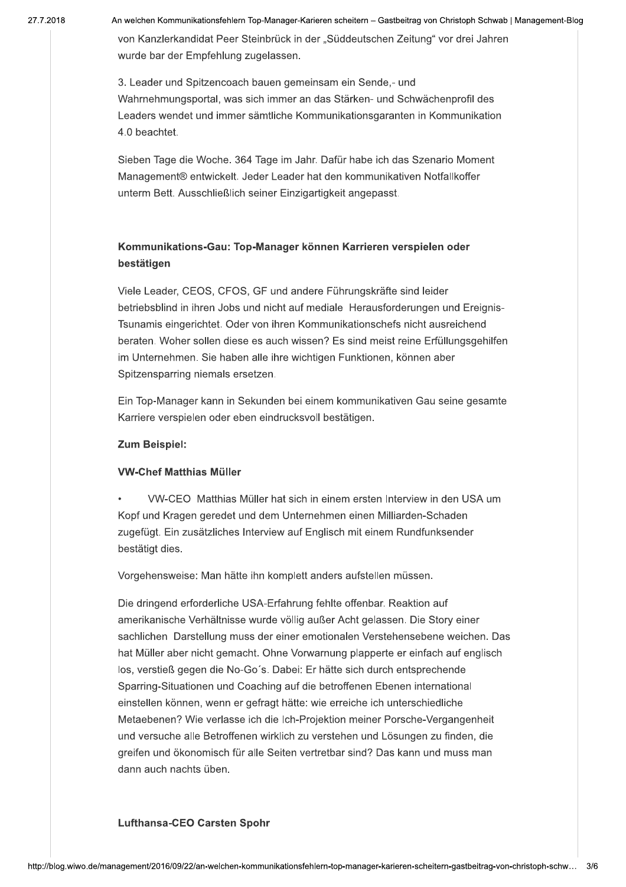von Kanzlerkandidat Peer Steinbrück in der „Süddeutschen Zeitung" vor drei Jahren wurde bar der Empfehlung zugelassen.

3. Leader und Spitzencoach bauen gemeinsam ein Sende,- und Wahrnehmungsportal, was sich immer an das Stärken- und Schwächenprofil des Leaders wendet und immer sämtliche Kommunikationsgaranten in Kommunikation 4.0 beachtet.

Sieben Tage die Woche. 364 Tage im Jahr. Dafür habe ich das Szenario Moment Management® entwickelt. Jeder Leader hat den kommunikativen Notfallkoffer unterm Bett. Ausschließlich seiner Einzigartigkeit angepasst.

### Kommunikations-Gau: Top-Manager können Karrieren verspielen oder bestätigen

Viele Leader, CEOS, CFOS, GF und andere Führungskräfte sind leider betriebsblind in ihren Jobs und nicht auf mediale Herausforderungen und Ereignis-Tsunamis eingerichtet. Oder von ihren Kommunikationschefs nicht ausreichend beraten. Woher sollen diese es auch wissen? Es sind meist reine Erfüllungsgehilfen im Unternehmen. Sie haben alle ihre wichtigen Funktionen, können aber Spitzensparring niemals ersetzen.

Ein Top-Manager kann in Sekunden bei einem kommunikativen Gau seine gesamte Karriere verspielen oder eben eindrucksvoll bestätigen.

**Zum Beispiel:**

**VW-Chef Matthias Müller**

- VW-CEO Matthias Müller hat sich in einem ersten Interview in den USA um Kopf und Kragen geredet und dem Unternehmen einen Milliarden-Schaden zugefügt. Ein zusätzliches Interview auf Englisch mit einem Rundfunksender bestätigt dies.

Vorgehensweise: Man hätte ihn komplett anders aufstellen müssen.

Die dringend erforderliche USA-Erfahrung fehlte offenbar. Reaktion auf amerikanische Verhältnisse wurde völlig außer Acht gelassen. Die Story einer sachlichen Darstellung muss der einer emotionalen Verstehensebene weichen. Das hat Müller aber nicht gemacht. Ohne Vorwarnung plapperte er einfach auf englisch los, verstieß gegen die No-Go´s. Dabei: Er hätte sich durch entsprechende Sparring-Situationen und Coaching auf die betroffenen Ebenen international einstellen können, wenn er gefragt hätte: wie erreiche ich unterschiedliche Metaebenen? Wie verlasse ich die Ich-Projektion meiner Porsche-Vergangenheit und versuche alle Betroffenen wirklich zu verstehen und Lösungen zu finden, die greifen und ökonomisch für alle Seiten vertretbar sind? Das kann und muss man dann auch nachts üben.

**Lufthansa-CEO Carsten Spohr**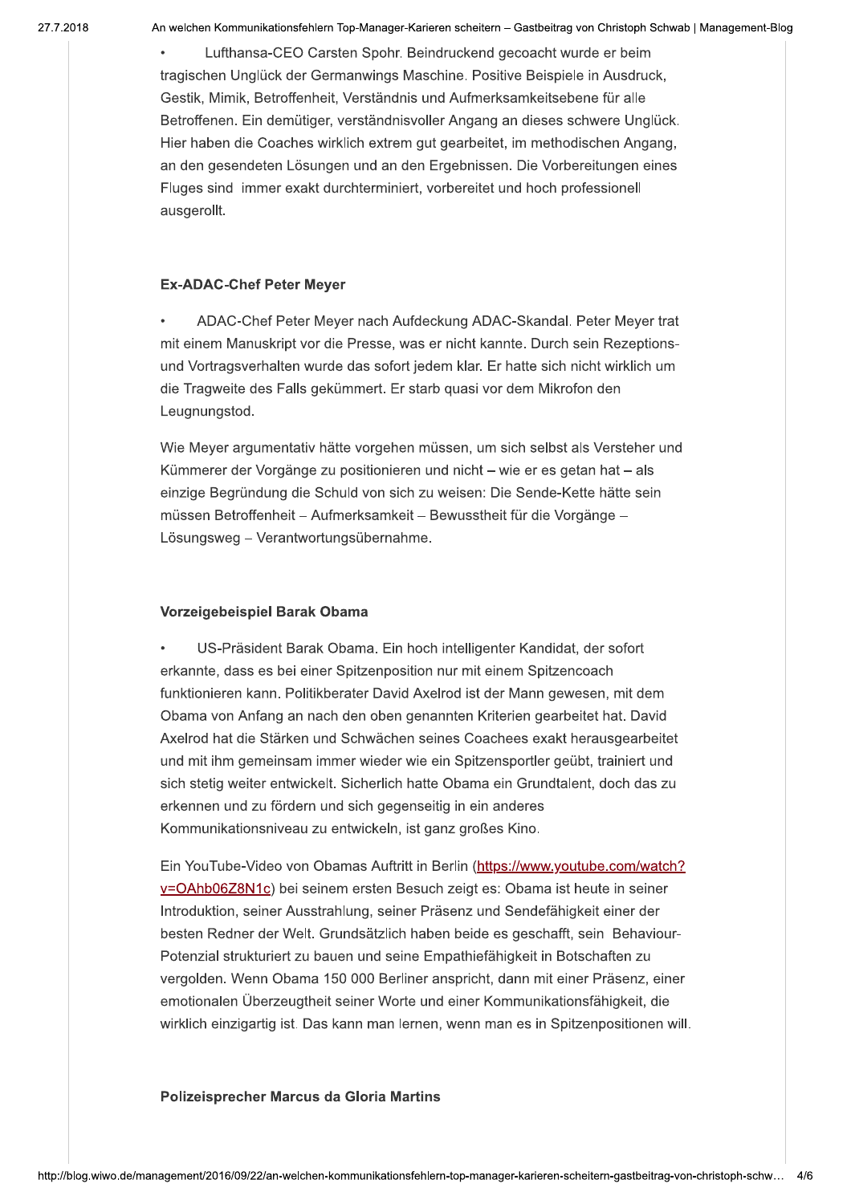- Lufthansa-CEO Carsten Spohr. Beindruckend gecoacht wurde er beim tragischen Unglück der Germanwings Maschine. Positive Beispiele in Ausdruck, Gestik, Mimik, Betroffenheit, Verständnis und Aufmerksamkeitsebene für alle Betroffenen. Ein demütiger, verständnisvoller Angang an dieses schwere Unglück. Hier haben die Coaches wirklich extrem gut gearbeitet, im methodischen Angang, an den gesendeten Lösungen und an den Ergebnissen. Die Vorbereitungen eines Fluges sind immer exakt durchterminiert, vorbereitet und hoch professionell ausgerollt.

### Ex-ADAC-Chef Peter Meyer

- ADAC-Chef Peter Meyer nach Aufdeckung ADAC-Skandal. Peter Meyer trat mit einem Manuskript vor die Presse, was er nicht kannte. Durch sein Rezeptions- und Vortragsverhalten wurde das sofort jedem klar. Er hatte sich nicht wirklich um die Tragweite des Falls gekümmert. Er starb quasi vor dem Mikrofon den Leugnungstod.

Wie Meyer argumentativ hätte vorgehen müssen, um sich selbst als Versteher und Kümmerer der Vorgänge zu positionieren und nicht – wie er es getan hat – als einzige Begründung die Schuld von sich zu weisen: Die Sende-Kette hätte sein müssen Betroffenheit – Aufmerksamkeit – Bewusstheit für die Vorgänge – Lösungsweg – Verantwortungsübernahme.

### Vorzeigebeispiel Barak Obama

- US-Präsident Barak Obama. Ein hoch intelligenter Kandidat, der sofort erkannte, dass es bei einer Spitzenposition nur mit einem Spitzencoach funktionieren kann. Politikberater David Axelrod ist der Mann gewesen, mit dem Obama von Anfang an nach den oben genannten Kriterien gearbeitet hat. David Axelrod hat die Stärken und Schwächen seines Coachees exakt herausgearbeitet und mit ihm gemeinsam immer wieder wie ein Spitzensportler geübt, trainiert und sich stetig weiter entwickelt. Sicherlich hatte Obama ein Grundtalent, doch das zu erkennen und zu fördern und sich gegenseitig in ein anderes Kommunikationsniveau zu entwickeln, ist ganz großes Kino.

Ein YouTube-Video von Obamas Auftritt in Berlin (https://www.youtube.com/watch?v=OAhb06Z8N1c) bei seinem ersten Besuch zeigt es: Obama ist heute in seiner Introduktion, seiner Ausstrahlung, seiner Präsenz und Sendefähigkeit einer der besten Redner der Welt. Grundsätzlich haben beide es geschafft, sein Behaviour-Potenzial strukturiert zu bauen und seine Empathiefähigkeit in Botschaften zu vergolden. Wenn Obama 150 000 Berliner anspricht, dann mit einer Präsenz, einer emotionalen Überzeugtheit seiner Worte und einer Kommunikationsfähigkeit, die wirklich einzigartig ist. Das kann man lernen, wenn man es in Spitzenpositionen will.

### Polizeisprecher Marcus da Gloria Martins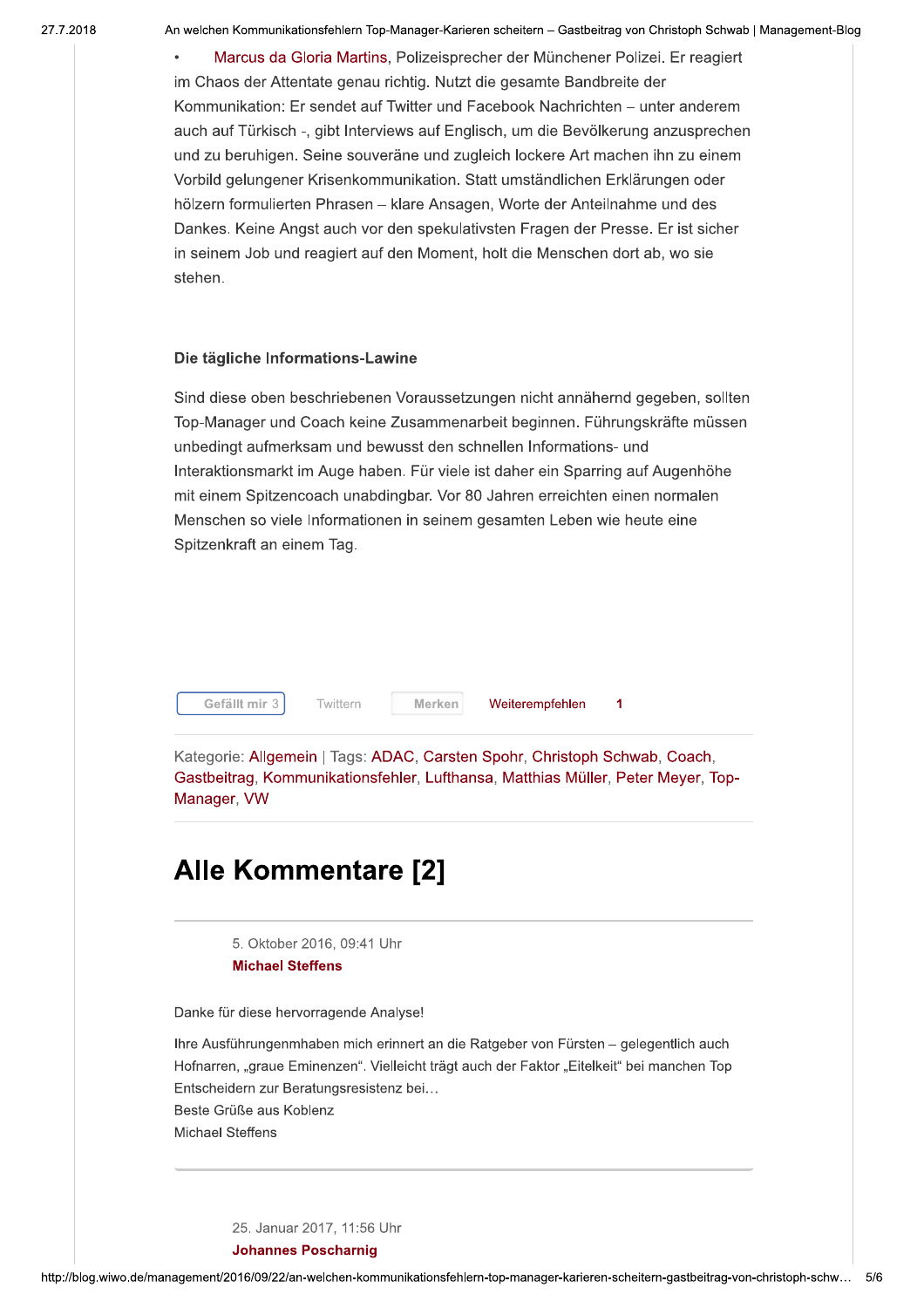- Marcus da Gloria Martins, Polizeisprecher der Münchener Polizei. Er reagiert im Chaos der Attentate genau richtig. Nutzt die gesamte Bandbreite der Kommunikation: Er sendet auf Twitter und Facebook Nachrichten – unter anderem auch auf Türkisch -, gibt Interviews auf Englisch, um die Bevölkerung anzusprechen und zu beruhigen. Seine souveräne und zugleich lockere Art machen ihn zu einem Vorbild gelungener Krisenkommunikation. Statt umständlichen Erklärungen oder hölzern formulierten Phrasen – klare Ansagen, Worte der Anteilnahme und des Dankes. Keine Angst auch vor den spekulativsten Fragen der Presse. Er ist sicher in seinem Job und reagiert auf den Moment, holt die Menschen dort ab, wo sie stehen.

**Die tägliche Informations-Lawine**

Sind diese oben beschriebenen Voraussetzungen nicht annähernd gegeben, sollten Top-Manager und Coach keine Zusammenarbeit beginnen. Führungskräfte müssen unbedingt aufmerksam und bewusst den schnellen Informations- und Interaktionsmarkt im Auge haben. Für viele ist daher ein Sparring auf Augenhöhe mit einem Spitzencoach unabdingbar. Vor 80 Jahren erreichten einen normalen Menschen so viele Informationen in seinem gesamten Leben wie heute eine Spitzenkraft an einem Tag.

Gefällt mir 3 | Twittern | Merken | Weiterempfehlen 1

Kategorie: Allgemein | Tags: ADAC, Carsten Spohr, Christoph Schwab, Coach, Gastbeitrag, Kommunikationsfehler, Lufthansa, Matthias Müller, Peter Meyer, Top-Manager, VW

# Alle Kommentare [2]

5. Oktober 2016, 09:41 Uhr
**Michael Steffens**

Danke für diese hervorragende Analyse!

Ihre Ausführungenmhaben mich erinnert an die Ratgeber von Fürsten – gelegentlich auch Hofnarren, „graue Eminenzen". Vielleicht trägt auch der Faktor „Eitelkeit" bei manchen Top Entscheidern zur Beratungsresistenz bei…
Beste Grüße aus Koblenz
Michael Steffens

25. Januar 2017, 11:56 Uhr
**Johannes Poscharnig**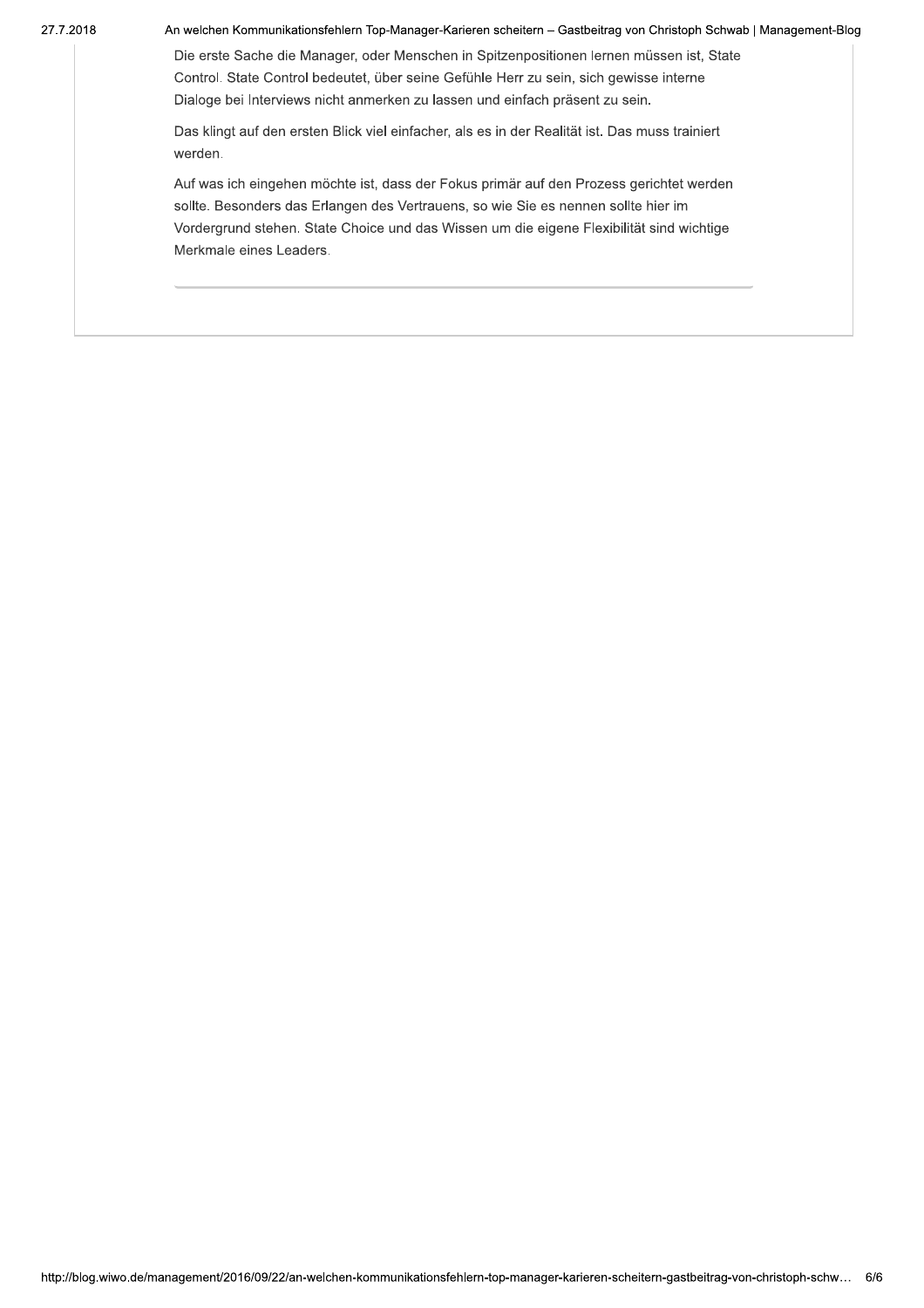Die erste Sache die Manager, oder Menschen in Spitzenpositionen lernen müssen ist, State Control. State Control bedeutet, über seine Gefühle Herr zu sein, sich gewisse interne Dialoge bei Interviews nicht anmerken zu lassen und einfach präsent zu sein.

Das klingt auf den ersten Blick viel einfacher, als es in der Realität ist. Das muss trainiert werden.

Auf was ich eingehen möchte ist, dass der Fokus primär auf den Prozess gerichtet werden sollte. Besonders das Erlangen des Vertrauens, so wie Sie es nennen sollte hier im Vordergrund stehen. State Choice und das Wissen um die eigene Flexibilität sind wichtige Merkmale eines Leaders.